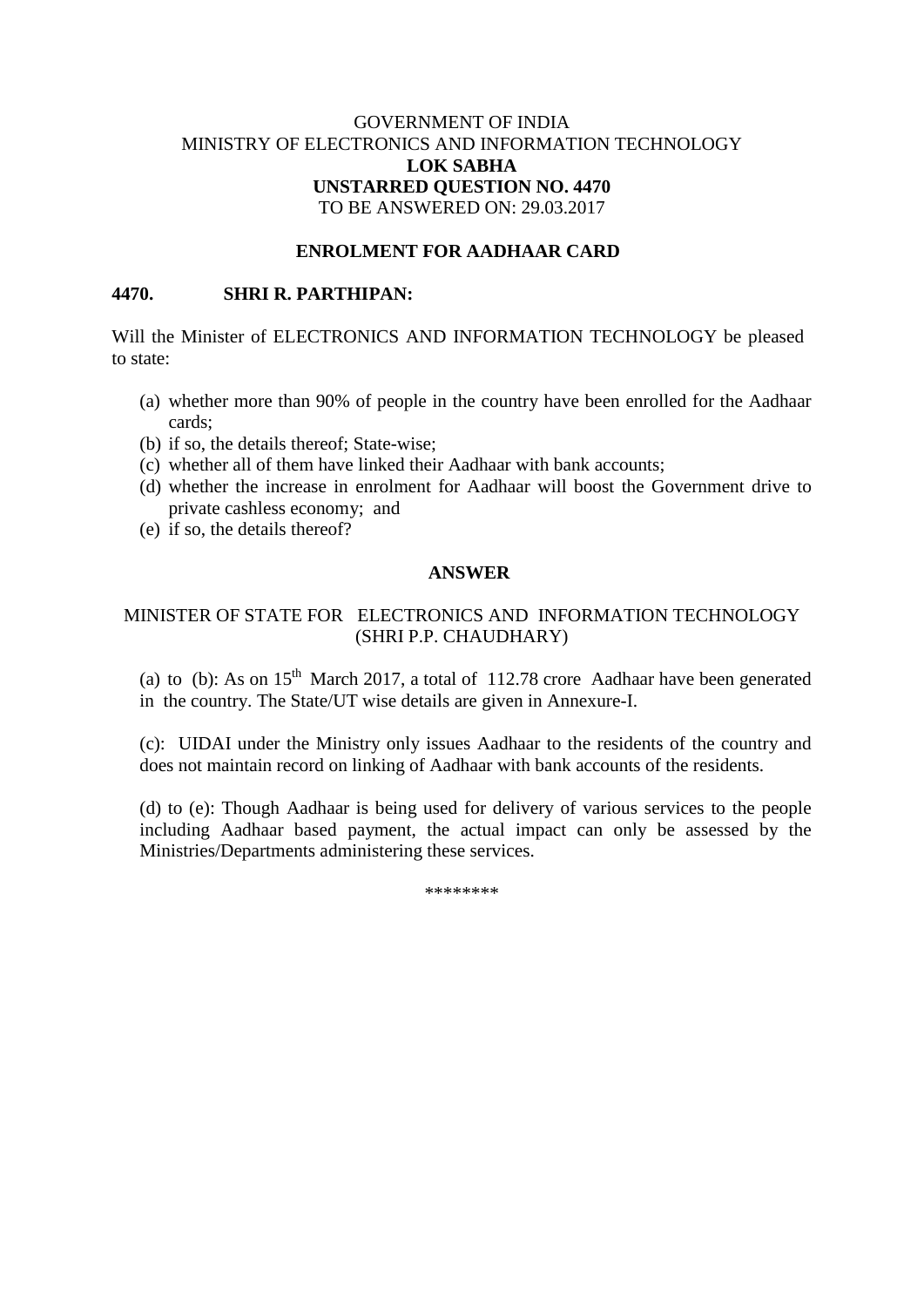GOVERNMENT OF INDIA
MINISTRY OF ELECTRONICS AND INFORMATION TECHNOLOGY
**LOK SABHA**
**UNSTARRED QUESTION NO. 4470**
TO BE ANSWERED ON: 29.03.2017

**ENROLMENT FOR AADHAAR CARD**

**4470. SHRI R. PARTHIPAN:**

Will the Minister of ELECTRONICS AND INFORMATION TECHNOLOGY be pleased to state:

(a) whether more than 90% of people in the country have been enrolled for the Aadhaar cards;
(b) if so, the details thereof; State-wise;
(c) whether all of them have linked their Aadhaar with bank accounts;
(d) whether the increase in enrolment for Aadhaar will boost the Government drive to private cashless economy; and
(e) if so, the details thereof?

**ANSWER**

MINISTER OF STATE FOR ELECTRONICS AND INFORMATION TECHNOLOGY
(SHRI P.P. CHAUDHARY)

(a) to (b): As on 15th March 2017, a total of 112.78 crore Aadhaar have been generated in the country. The State/UT wise details are given in Annexure-I.

(c): UIDAI under the Ministry only issues Aadhaar to the residents of the country and does not maintain record on linking of Aadhaar with bank accounts of the residents.

(d) to (e): Though Aadhaar is being used for delivery of various services to the people including Aadhaar based payment, the actual impact can only be assessed by the Ministries/Departments administering these services.

********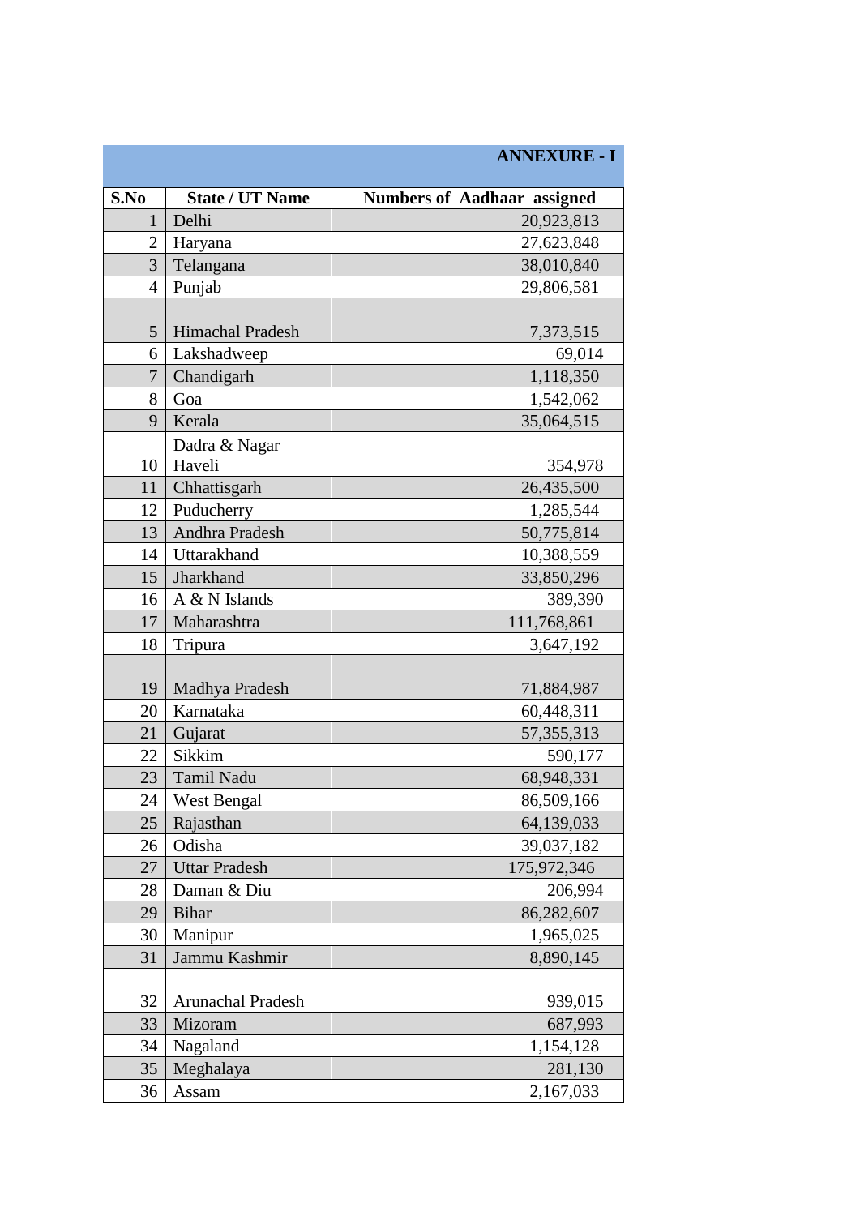**ANNEXURE - I**

| S.No | State / UT Name | Numbers of Aadhaar assigned |
|---|---|---|
| 1 | Delhi | 20,923,813 |
| 2 | Haryana | 27,623,848 |
| 3 | Telangana | 38,010,840 |
| 4 | Punjab | 29,806,581 |
| 5 | Himachal Pradesh | 7,373,515 |
| 6 | Lakshadweep | 69,014 |
| 7 | Chandigarh | 1,118,350 |
| 8 | Goa | 1,542,062 |
| 9 | Kerala | 35,064,515 |
| 10 | Dadra & Nagar Haveli | 354,978 |
| 11 | Chhattisgarh | 26,435,500 |
| 12 | Puducherry | 1,285,544 |
| 13 | Andhra Pradesh | 50,775,814 |
| 14 | Uttarakhand | 10,388,559 |
| 15 | Jharkhand | 33,850,296 |
| 16 | A & N Islands | 389,390 |
| 17 | Maharashtra | 111,768,861 |
| 18 | Tripura | 3,647,192 |
| 19 | Madhya Pradesh | 71,884,987 |
| 20 | Karnataka | 60,448,311 |
| 21 | Gujarat | 57,355,313 |
| 22 | Sikkim | 590,177 |
| 23 | Tamil Nadu | 68,948,331 |
| 24 | West Bengal | 86,509,166 |
| 25 | Rajasthan | 64,139,033 |
| 26 | Odisha | 39,037,182 |
| 27 | Uttar Pradesh | 175,972,346 |
| 28 | Daman & Diu | 206,994 |
| 29 | Bihar | 86,282,607 |
| 30 | Manipur | 1,965,025 |
| 31 | Jammu Kashmir | 8,890,145 |
| 32 | Arunachal Pradesh | 939,015 |
| 33 | Mizoram | 687,993 |
| 34 | Nagaland | 1,154,128 |
| 35 | Meghalaya | 281,130 |
| 36 | Assam | 2,167,033 |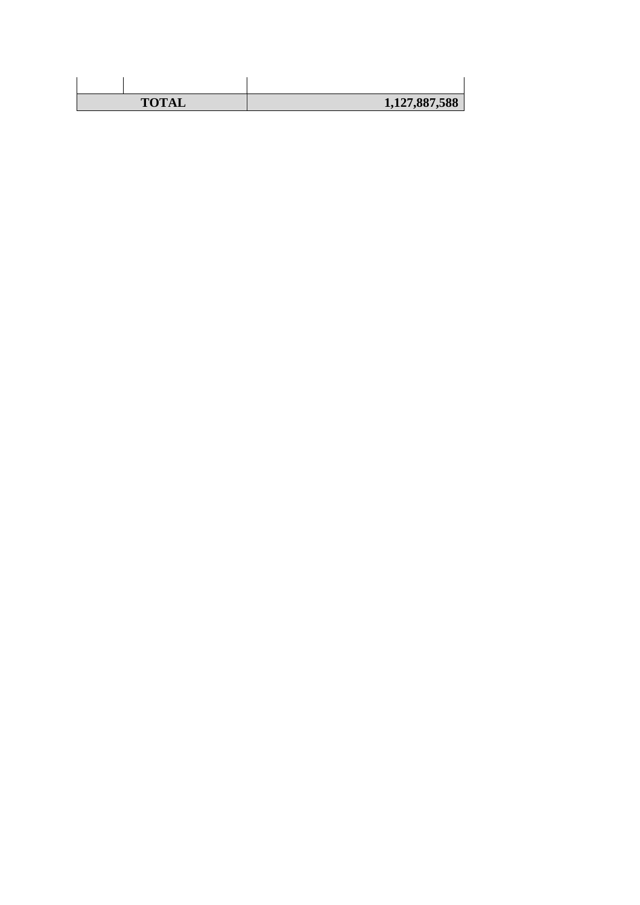| | | |
|---|---|---|
| | | |
| **TOTAL** | | **1,127,887,588** |